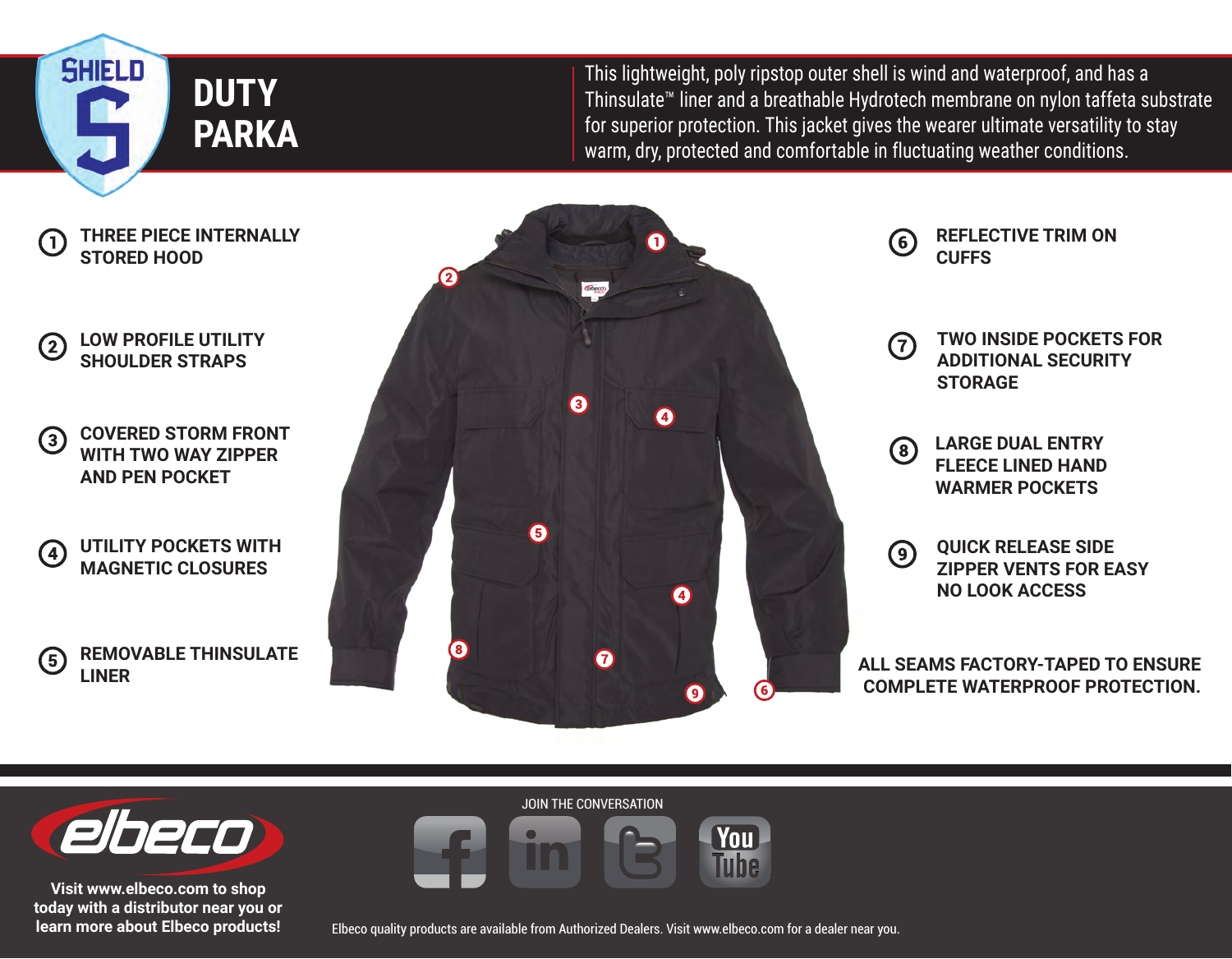# DUTY PARKA

This lightweight, poly ripstop outer shell is wind and waterproof, and has a Thinsulate™ liner and a breathable Hydrotech membrane on nylon taffeta substrate for superior protection. This jacket gives the wearer ultimate versatility to stay warm, dry, protected and comfortable in fluctuating weather conditions.

1. THREE PIECE INTERNALLY STORED HOOD
2. LOW PROFILE UTILITY SHOULDER STRAPS
3. COVERED STORM FRONT WITH TWO WAY ZIPPER AND PEN POCKET
4. UTILITY POCKETS WITH MAGNETIC CLOSURES
5. REMOVABLE THINSULATE LINER
6. REFLECTIVE TRIM ON CUFFS
7. TWO INSIDE POCKETS FOR ADDITIONAL SECURITY STORAGE
8. LARGE DUAL ENTRY FLEECE LINED HAND WARMER POCKETS
9. QUICK RELEASE SIDE ZIPPER VENTS FOR EASY NO LOOK ACCESS

ALL SEAMS FACTORY-TAPED TO ENSURE COMPLETE WATERPROOF PROTECTION.

Visit www.elbeco.com to shop today with a distributor near you or learn more about Elbeco products!

JOIN THE CONVERSATION

Elbeco quality products are available from Authorized Dealers. Visit www.elbeco.com for a dealer near you.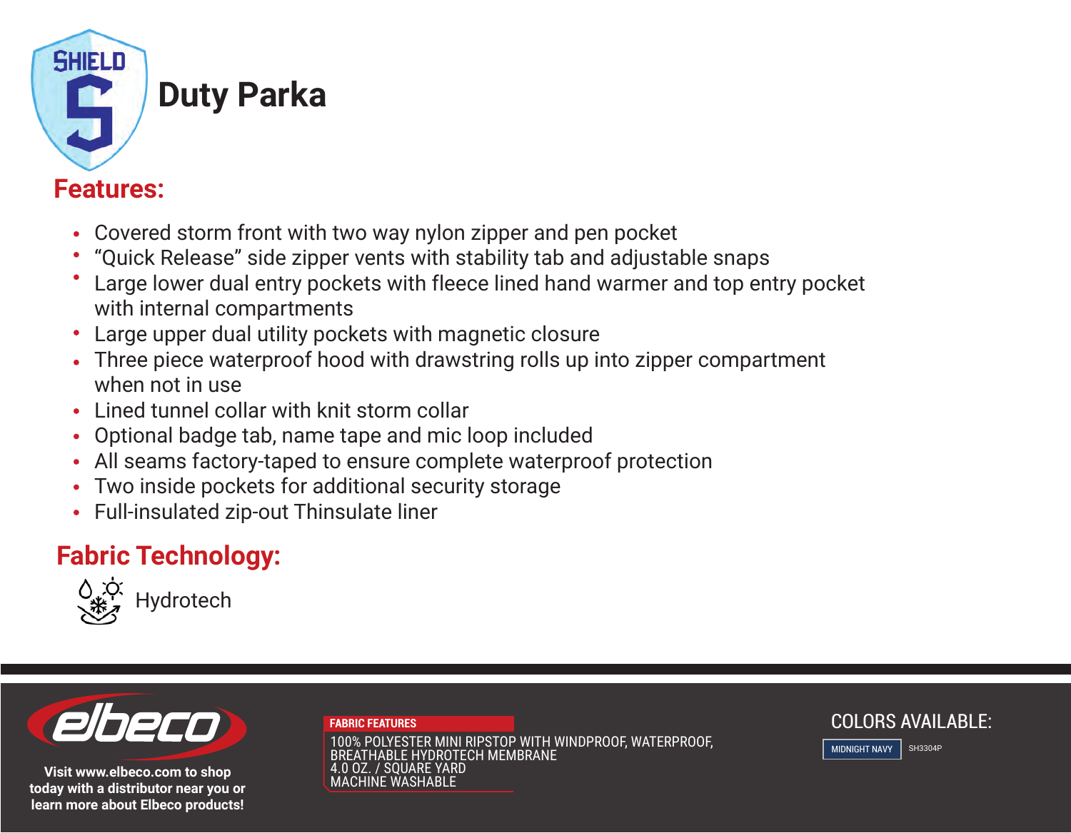SHIELD

# Duty Parka

## Features:

- Covered storm front with two way nylon zipper and pen pocket
- "Quick Release" side zipper vents with stability tab and adjustable snaps
- Large lower dual entry pockets with fleece lined hand warmer and top entry pocket with internal compartments
- Large upper dual utility pockets with magnetic closure
- Three piece waterproof hood with drawstring rolls up into zipper compartment when not in use
- Lined tunnel collar with knit storm collar
- Optional badge tab, name tape and mic loop included
- All seams factory-taped to ensure complete waterproof protection
- Two inside pockets for additional security storage
- Full-insulated zip-out Thinsulate liner

## Fabric Technology:

Hydrotech

elbeco

**Visit www.elbeco.com to shop today with a distributor near you or learn more about Elbeco products!**

**FABRIC FEATURES**

100% POLYESTER MINI RIPSTOP WITH WINDPROOF, WATERPROOF, BREATHABLE HYDROTECH MEMBRANE
4.0 OZ. / SQUARE YARD
MACHINE WASHABLE

COLORS AVAILABLE:

| | |
|---|---|
| MIDNIGHT NAVY | SH3304P |